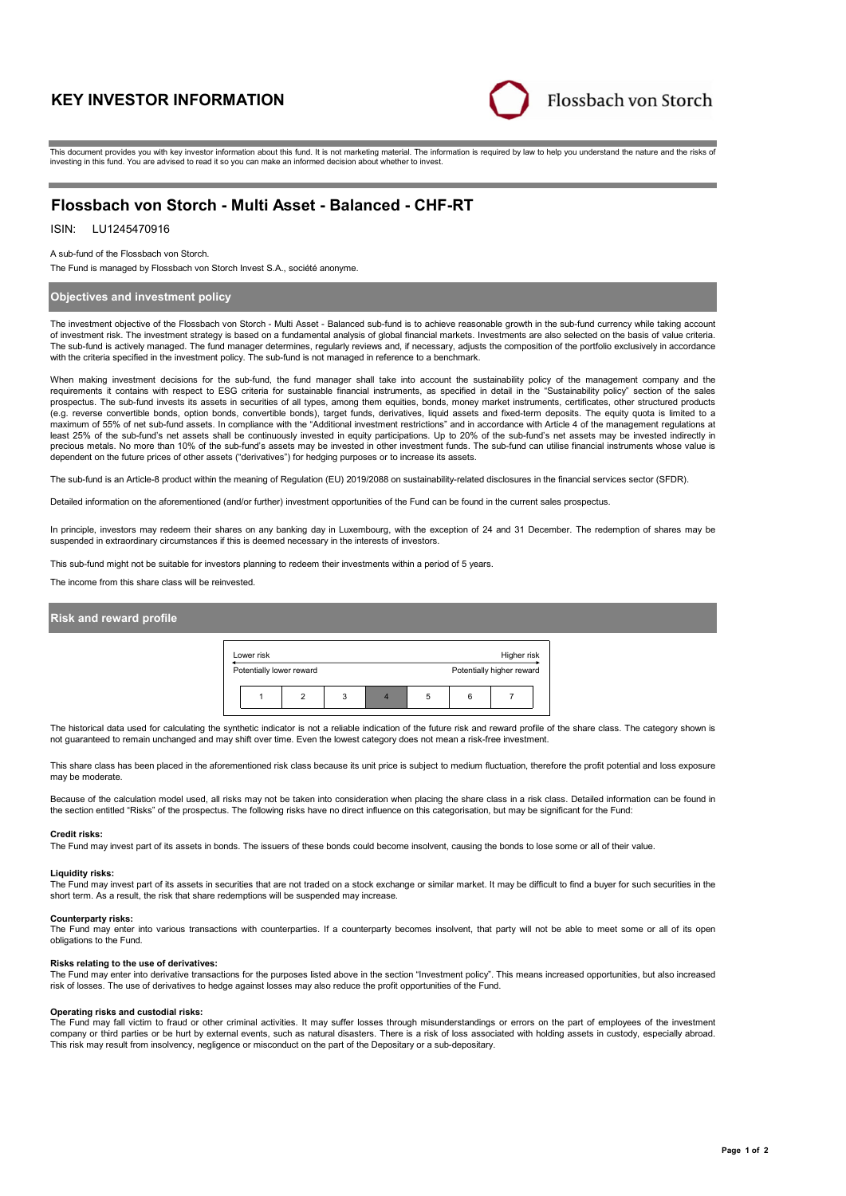# KEY INVESTOR INFORMATION

Flossbach von Storch

This document provides you with key investor information about this fund. It is not marketing material. The information is required by law to help you understand the nature and the risks of investing in this fund. You are advised to read it so you can make an informed decision about whether to invest.

## Flossbach von Storch - Multi Asset - Balanced - CHF-RT

ISIN: LU1245470916

A sub-fund of the Flossbach von Storch.

The Fund is managed by Flossbach von Storch Invest S.A., société anonyme.

### Objectives and investment policy

The investment objective of the Flossbach von Storch - Multi Asset - Balanced sub-fund is to achieve reasonable growth in the sub-fund currency while taking account of investment risk. The investment strategy is based on a fundamental analysis of global financial markets. Investments are also selected on the basis of value criteria. The sub-fund is actively managed. The fund manager determines, regularly reviews and, if necessary, adjusts the composition of the portfolio exclusively in accordance with the criteria specified in the investment policy. The sub-fund is not managed in reference to a benchmark.

When making investment decisions for the sub-fund, the fund manager shall take into account the sustainability policy of the management company and the requirements it contains with respect to ESG criteria for sustainable financial instruments, as specified in detail in the "Sustainability policy" section of the sales prospectus. The sub-fund invests its assets in securities of all types, among them equities, bonds, money market instruments, certificates, other structured products (e.g. reverse convertible bonds, option bonds, convertible bonds), target funds, derivatives, liquid assets and fixed-term deposits. The equity quota is limited to a maximum of 55% of net sub-fund assets. In compliance with the "Additional investment restrictions" and in accordance with Article 4 of the management regulations at least 25% of the sub-fund's net assets shall be continuously invested in equity participations. Up to 20% of the sub-fund's net assets may be invested indirectly in precious metals. No more than 10% of the sub-fund's assets may be invested in other investment funds. The sub-fund can utilise financial instruments whose value is dependent on the future prices of other assets ("derivatives") for hedging purposes or to increase its assets.

The sub-fund is an Article-8 product within the meaning of Regulation (EU) 2019/2088 on sustainability-related disclosures in the financial services sector (SFDR).

Detailed information on the aforementioned (and/or further) investment opportunities of the Fund can be found in the current sales prospectus.

In principle, investors may redeem their shares on any banking day in Luxembourg, with the exception of 24 and 31 December. The redemption of shares may be suspended in extraordinary circumstances if this is deemed necessary in the interests of investors.

This sub-fund might not be suitable for investors planning to redeem their investments within a period of 5 years.

The income from this share class will be reinvested.

### Risk and reward profile

| Lower risk | | | | | | Higher risk |
|---|---|---|---|---|---|---|
| Potentially lower reward | | | | | | Potentially higher reward |
| 1 | 2 | 3 | **4** | 5 | 6 | 7 |

The historical data used for calculating the synthetic indicator is not a reliable indication of the future risk and reward profile of the share class. The category shown is not guaranteed to remain unchanged and may shift over time. Even the lowest category does not mean a risk-free investment.

This share class has been placed in the aforementioned risk class because its unit price is subject to medium fluctuation, therefore the profit potential and loss exposure may be moderate.

Because of the calculation model used, all risks may not be taken into consideration when placing the share class in a risk class. Detailed information can be found in the section entitled "Risks" of the prospectus. The following risks have no direct influence on this categorisation, but may be significant for the Fund:

**Credit risks:**
The Fund may invest part of its assets in bonds. The issuers of these bonds could become insolvent, causing the bonds to lose some or all of their value.

**Liquidity risks:**
The Fund may invest part of its assets in securities that are not traded on a stock exchange or similar market. It may be difficult to find a buyer for such securities in the short term. As a result, the risk that share redemptions will be suspended may increase.

**Counterparty risks:**
The Fund may enter into various transactions with counterparties. If a counterparty becomes insolvent, that party will not be able to meet some or all of its open obligations to the Fund.

**Risks relating to the use of derivatives:**
The Fund may enter into derivative transactions for the purposes listed above in the section "Investment policy". This means increased opportunities, but also increased risk of losses. The use of derivatives to hedge against losses may also reduce the profit opportunities of the Fund.

**Operating risks and custodial risks:**
The Fund may fall victim to fraud or other criminal activities. It may suffer losses through misunderstandings or errors on the part of employees of the investment company or third parties or be hurt by external events, such as natural disasters. There is a risk of loss associated with holding assets in custody, especially abroad. This risk may result from insolvency, negligence or misconduct on the part of the Depositary or a sub-depositary.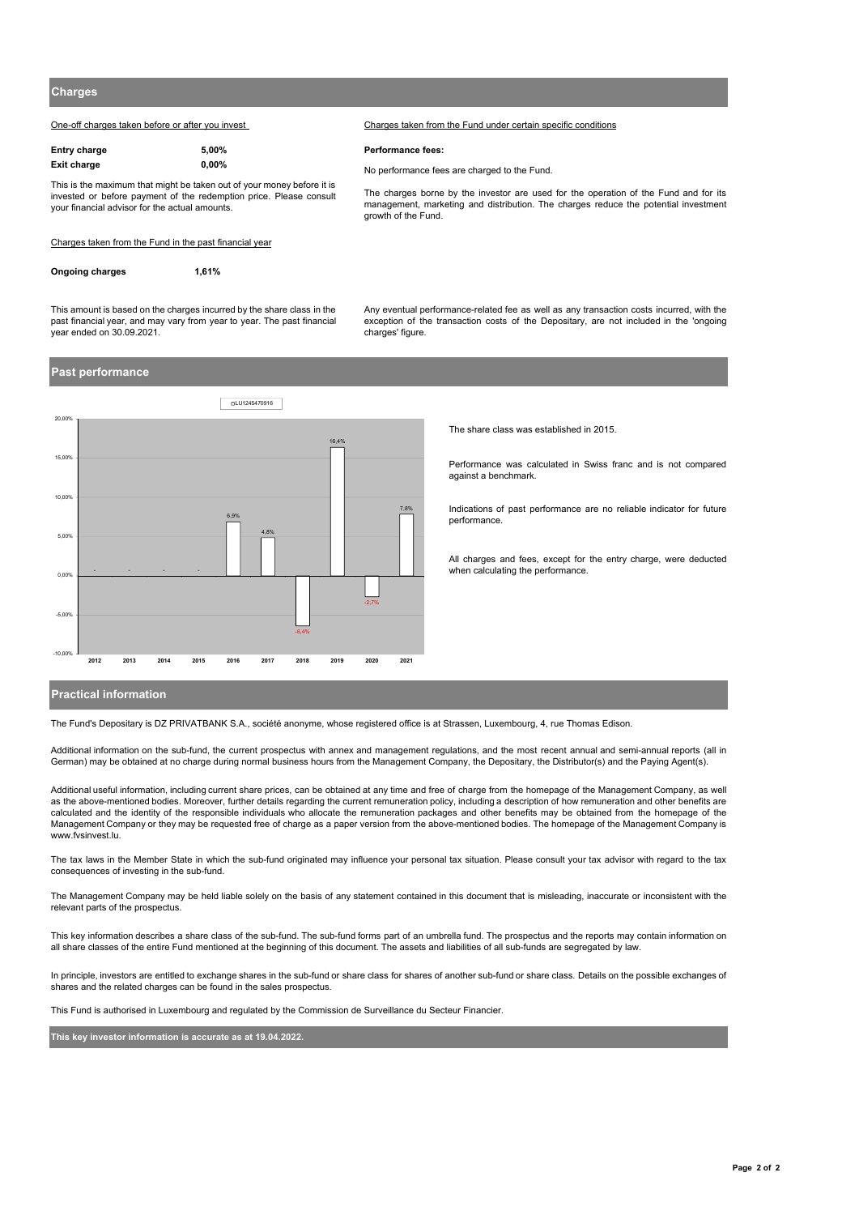## Charges

One-off charges taken before or after you invest

**Entry charge** **5,00%**

**Exit charge** **0,00%**

This is the maximum that might be taken out of your money before it is invested or before payment of the redemption price. Please consult your financial advisor for the actual amounts.

Charges taken from the Fund in the past financial year

**Ongoing charges** **1,61%**

This amount is based on the charges incurred by the share class in the past financial year, and may vary from year to year. The past financial year ended on 30.09.2021.

Charges taken from the Fund under certain specific conditions

**Performance fees:**

No performance fees are charged to the Fund.

The charges borne by the investor are used for the operation of the Fund and for its management, marketing and distribution. The charges reduce the potential investment growth of the Fund.

Any eventual performance-related fee as well as any transaction costs incurred, with the exception of the transaction costs of the Depositary, are not included in the 'ongoing charges' figure.

## Past performance

LU1245470916

20,00%
15,00%
10,00%
5,00%
0,00%
-5,00%
-10,00%

2012 - 
2013 - 
2014 - 
2015 - 
2016 6,9%
2017 4,8%
2018 -6,4%
2019 16,4%
2020 -2,7%
2021 7,8%

The share class was established in 2015.

Performance was calculated in Swiss franc and is not compared against a benchmark.

Indications of past performance are no reliable indicator for future performance.

All charges and fees, except for the entry charge, were deducted when calculating the performance.

## Practical information

The Fund's Depositary is DZ PRIVATBANK S.A., société anonyme, whose registered office is at Strassen, Luxembourg, 4, rue Thomas Edison.

Additional information on the sub-fund, the current prospectus with annex and management regulations, and the most recent annual and semi-annual reports (all in German) may be obtained at no charge during normal business hours from the Management Company, the Depositary, the Distributor(s) and the Paying Agent(s).

Additional useful information, including current share prices, can be obtained at any time and free of charge from the homepage of the Management Company, as well as the above-mentioned bodies. Moreover, further details regarding the current remuneration policy, including a description of how remuneration and other benefits are calculated and the identity of the responsible individuals who allocate the remuneration packages and other benefits may be obtained from the homepage of the Management Company or they may be requested free of charge as a paper version from the above-mentioned bodies. The homepage of the Management Company is www.fvsinvest.lu.

The tax laws in the Member State in which the sub-fund originated may influence your personal tax situation. Please consult your tax advisor with regard to the tax consequences of investing in the sub-fund.

The Management Company may be held liable solely on the basis of any statement contained in this document that is misleading, inaccurate or inconsistent with the relevant parts of the prospectus.

This key information describes a share class of the sub-fund. The sub-fund forms part of an umbrella fund. The prospectus and the reports may contain information on all share classes of the entire Fund mentioned at the beginning of this document. The assets and liabilities of all sub-funds are segregated by law.

In principle, investors are entitled to exchange shares in the sub-fund or share class for shares of another sub-fund or share class. Details on the possible exchanges of shares and the related charges can be found in the sales prospectus.

This Fund is authorised in Luxembourg and regulated by the Commission de Surveillance du Secteur Financier.

**This key investor information is accurate as at 19.04.2022.**